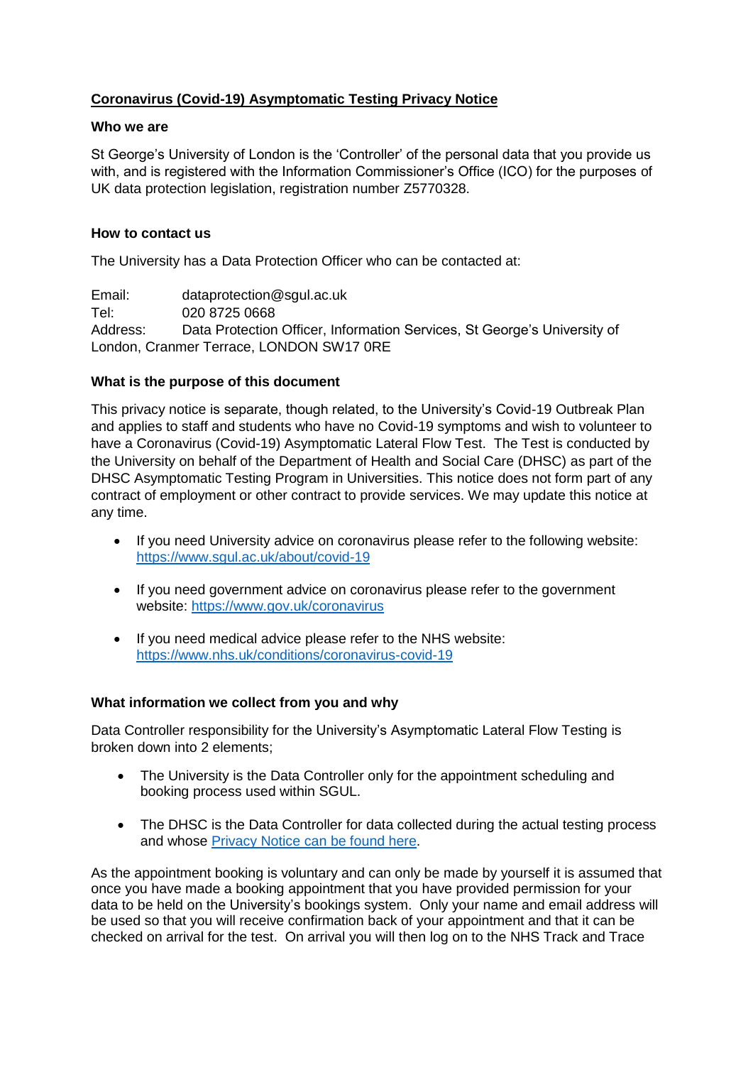# Coronavirus (Covid-19) Asymptomatic Testing Privacy Notice

### Who we are

St George's University of London is the 'Controller' of the personal data that you provide us with, and is registered with the Information Commissioner's Office (ICO) for the purposes of UK data protection legislation, registration number Z5770328.

### How to contact us

The University has a Data Protection Officer who can be contacted at:

Email: dataprotection@sgul.ac.uk
Tel: 020 8725 0668
Address: Data Protection Officer, Information Services, St George's University of London, Cranmer Terrace, LONDON SW17 0RE

### What is the purpose of this document

This privacy notice is separate, though related, to the University's Covid-19 Outbreak Plan and applies to staff and students who have no Covid-19 symptoms and wish to volunteer to have a Coronavirus (Covid-19) Asymptomatic Lateral Flow Test. The Test is conducted by the University on behalf of the Department of Health and Social Care (DHSC) as part of the DHSC Asymptomatic Testing Program in Universities. This notice does not form part of any contract of employment or other contract to provide services. We may update this notice at any time.

- If you need University advice on coronavirus please refer to the following website: https://www.sgul.ac.uk/about/covid-19
- If you need government advice on coronavirus please refer to the government website: https://www.gov.uk/coronavirus
- If you need medical advice please refer to the NHS website: https://www.nhs.uk/conditions/coronavirus-covid-19

### What information we collect from you and why

Data Controller responsibility for the University's Asymptomatic Lateral Flow Testing is broken down into 2 elements;

- The University is the Data Controller only for the appointment scheduling and booking process used within SGUL.
- The DHSC is the Data Controller for data collected during the actual testing process and whose Privacy Notice can be found here.

As the appointment booking is voluntary and can only be made by yourself it is assumed that once you have made a booking appointment that you have provided permission for your data to be held on the University's bookings system. Only your name and email address will be used so that you will receive confirmation back of your appointment and that it can be checked on arrival for the test. On arrival you will then log on to the NHS Track and Trace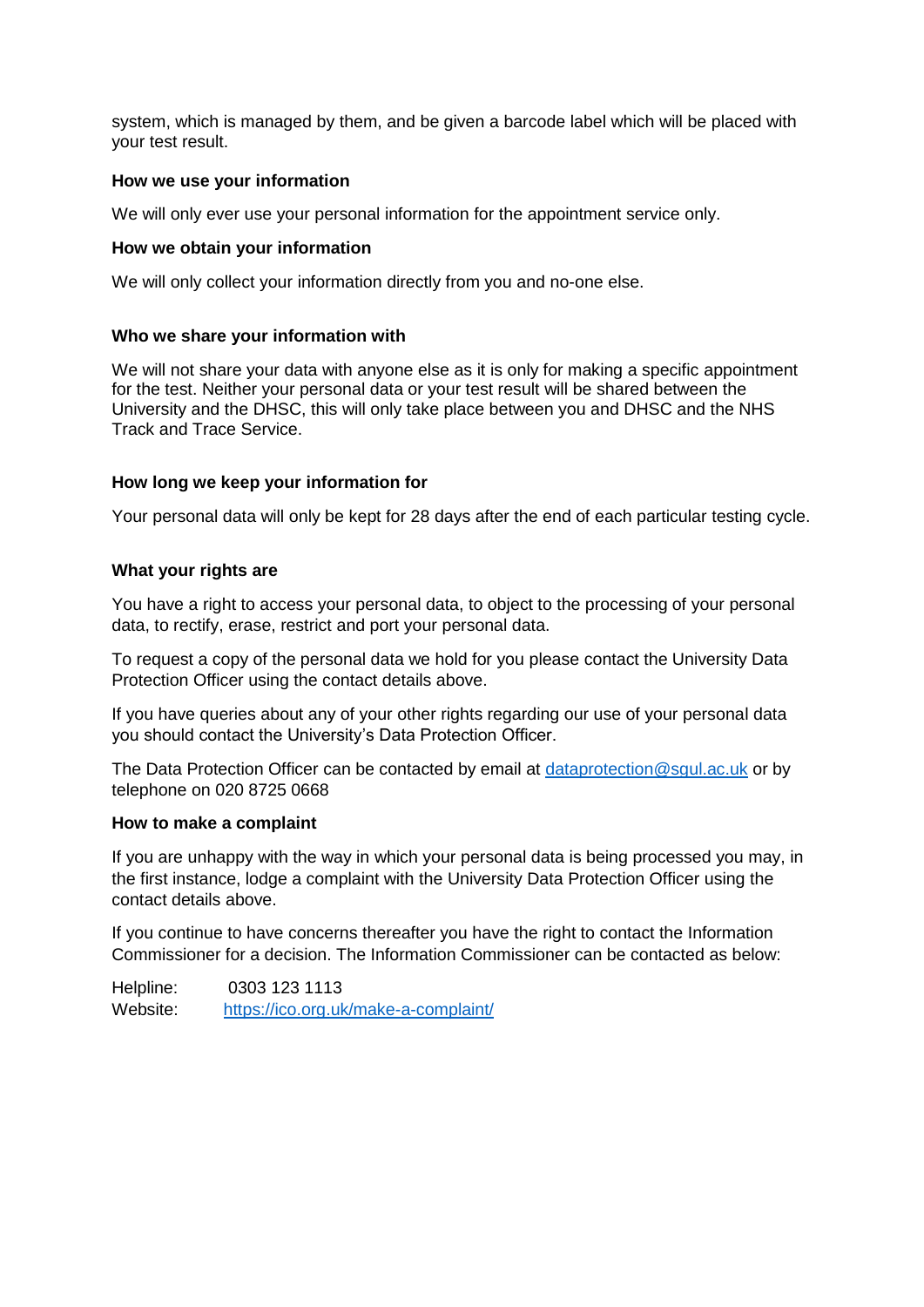system, which is managed by them, and be given a barcode label which will be placed with your test result.

### How we use your information

We will only ever use your personal information for the appointment service only.

### How we obtain your information

We will only collect your information directly from you and no-one else.

### Who we share your information with

We will not share your data with anyone else as it is only for making a specific appointment for the test. Neither your personal data or your test result will be shared between the University and the DHSC, this will only take place between you and DHSC and the NHS Track and Trace Service.

### How long we keep your information for

Your personal data will only be kept for 28 days after the end of each particular testing cycle.

### What your rights are

You have a right to access your personal data, to object to the processing of your personal data, to rectify, erase, restrict and port your personal data.

To request a copy of the personal data we hold for you please contact the University Data Protection Officer using the contact details above.

If you have queries about any of your other rights regarding our use of your personal data you should contact the University's Data Protection Officer.

The Data Protection Officer can be contacted by email at [dataprotection@sgul.ac.uk](mailto:dataprotection@sgul.ac.uk) or by telephone on 020 8725 0668

### How to make a complaint

If you are unhappy with the way in which your personal data is being processed you may, in the first instance, lodge a complaint with the University Data Protection Officer using the contact details above.

If you continue to have concerns thereafter you have the right to contact the Information Commissioner for a decision. The Information Commissioner can be contacted as below:

Helpline: 0303 123 1113
Website: [https://ico.org.uk/make-a-complaint/](https://ico.org.uk/make-a-complaint/)